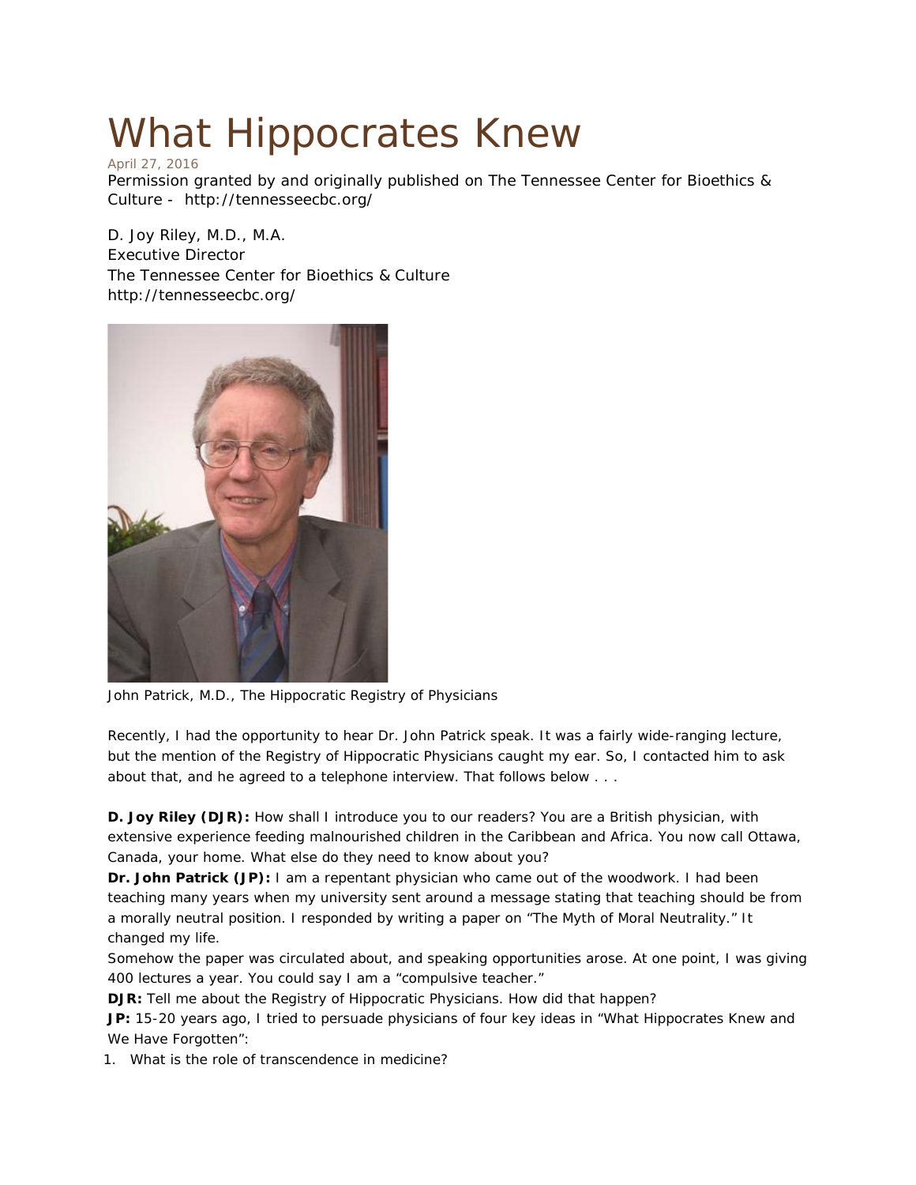# What Hippocrates Knew

April 27, 2016

Permission granted by and originally published on The Tennessee Center for Bioethics & Culture - http://tennesseecbc.org/

D. Joy Riley, M.D., M.A.
Executive Director
The Tennessee Center for Bioethics & Culture
http://tennesseecbc.org/

John Patrick, M.D., The Hippocratic Registry of Physicians

Recently, I had the opportunity to hear Dr. John Patrick speak. It was a fairly wide-ranging lecture, but the mention of the Registry of Hippocratic Physicians caught my ear. So, I contacted him to ask about that, and he agreed to a telephone interview. That follows below . . .

**D. Joy Riley (DJR):** How shall I introduce you to our readers? You are a British physician, with extensive experience feeding malnourished children in the Caribbean and Africa. You now call Ottawa, Canada, your home. What else do they need to know about you?

**Dr. John Patrick (JP):** I am a repentant physician who came out of the woodwork. I had been teaching many years when my university sent around a message stating that teaching should be from a morally neutral position. I responded by writing a paper on "The Myth of Moral Neutrality." It changed my life.

Somehow the paper was circulated about, and speaking opportunities arose. At one point, I was giving 400 lectures a year. You could say I am a "compulsive teacher."

**DJR:** Tell me about the Registry of Hippocratic Physicians. How did that happen?

**JP:** 15-20 years ago, I tried to persuade physicians of four key ideas in "What Hippocrates Knew and We Have Forgotten":

1. What is the role of transcendence in medicine?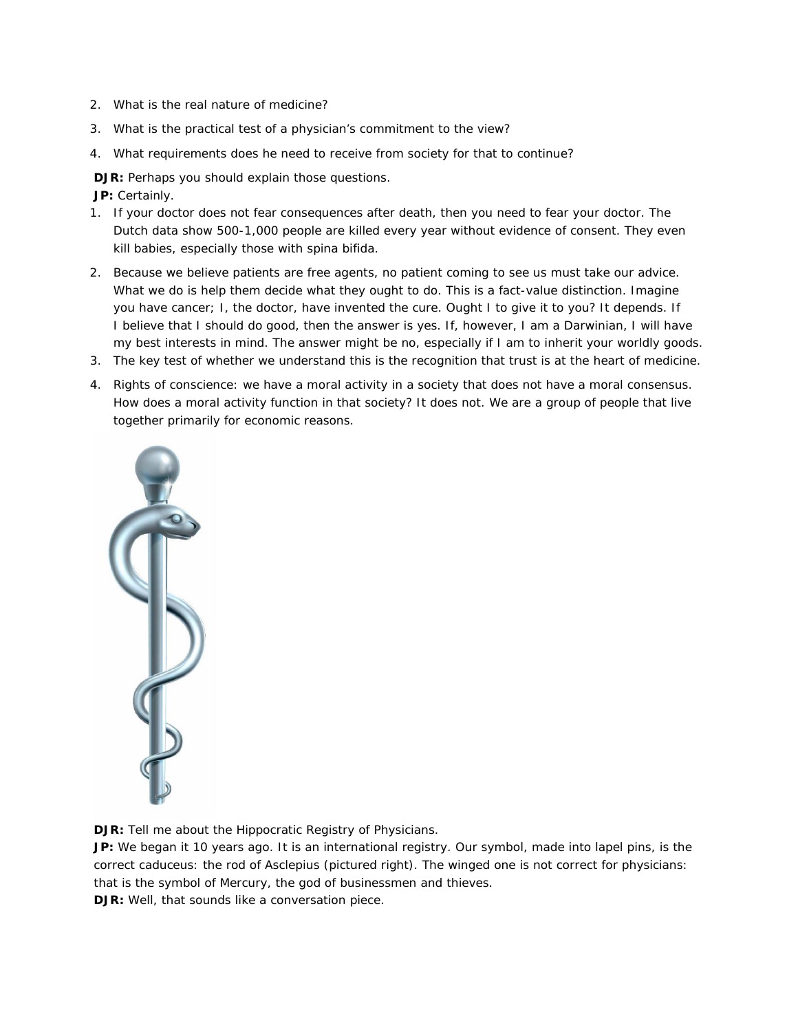2. What is the real nature of medicine?
3. What is the practical test of a physician's commitment to the view?
4. What requirements does he need to receive from society for that to continue?

**DJR:** Perhaps you should explain those questions.

**JP:** Certainly.

1. If your doctor does not fear consequences after death, then you need to fear your doctor. The Dutch data show 500-1,000 people are killed every year without evidence of consent. They even kill babies, especially those with spina bifida.
2. Because we believe patients are free agents, no patient coming to see us must take our advice. What we do is help them decide what they ought to do. This is a fact-value distinction. Imagine you have cancer; I, the doctor, have invented the cure. Ought I to give it to you? It depends. If I believe that I should do good, then the answer is yes. If, however, I am a Darwinian, I will have my best interests in mind. The answer might be no, especially if I am to inherit your worldly goods.
3. The key test of whether we understand this is the recognition that trust is at the heart of medicine.
4. Rights of conscience: we have a moral activity in a society that does not have a moral consensus. How does a moral activity function in that society? It does not. We are a group of people that live together primarily for economic reasons.

**DJR:** Tell me about the Hippocratic Registry of Physicians.

**JP:** We began it 10 years ago. It is an international registry. Our symbol, made into lapel pins, is the correct caduceus: the rod of Asclepius (pictured right). The winged one is not correct for physicians: that is the symbol of Mercury, the god of businessmen and thieves.

**DJR:** Well, that sounds like a conversation piece.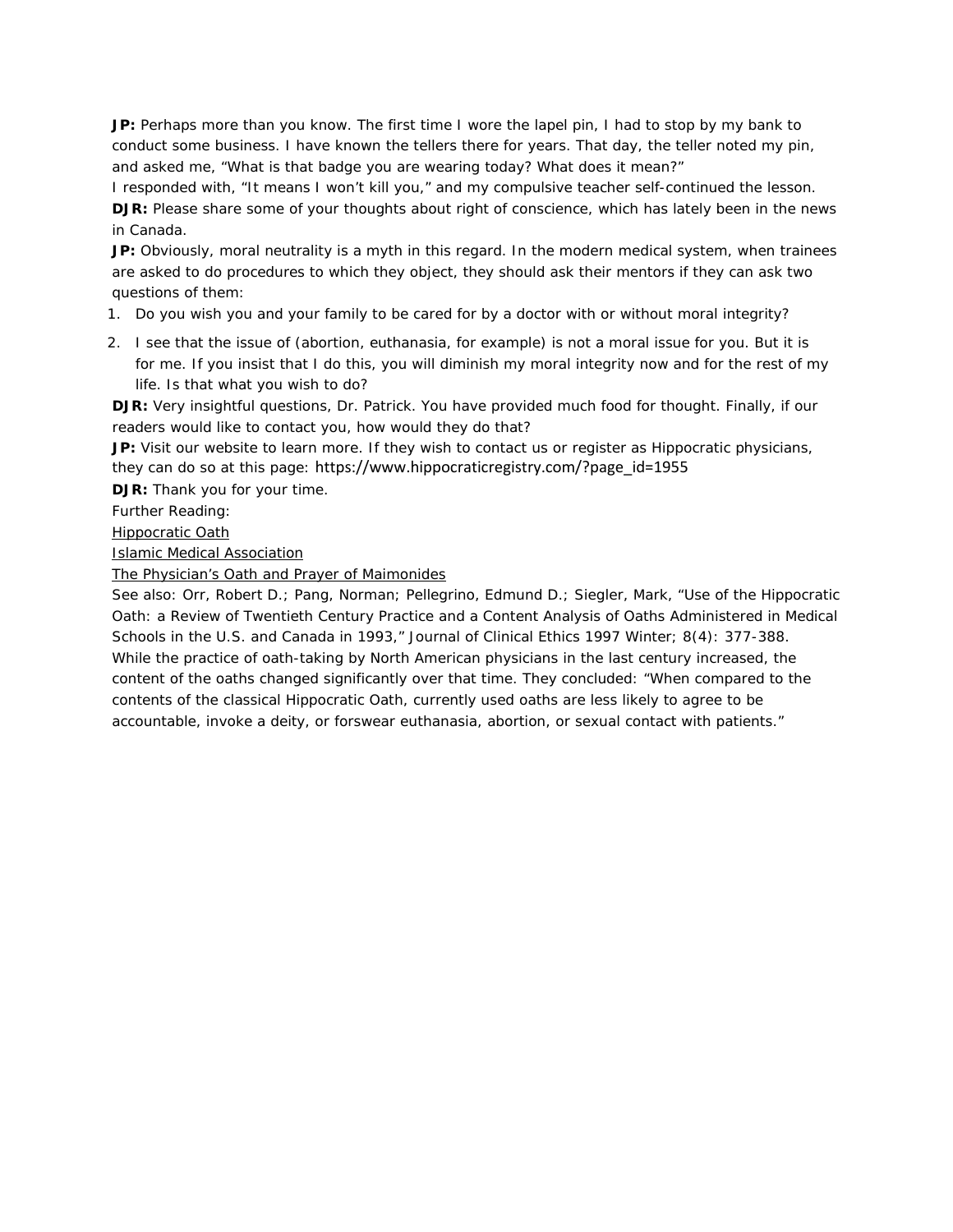**JP:** Perhaps more than you know. The first time I wore the lapel pin, I had to stop by my bank to conduct some business. I have known the tellers there for years. That day, the teller noted my pin, and asked me, "What is that badge you are wearing today? What does it mean?"

I responded with, "It means I won't kill you," and my compulsive teacher self-continued the lesson.

**DJR:** Please share some of your thoughts about right of conscience, which has lately been in the news in Canada.

**JP:** Obviously, moral neutrality is a myth in this regard. In the modern medical system, when trainees are asked to do procedures to which they object, they should ask their mentors if they can ask two questions of them:

1. Do you wish you and your family to be cared for by a doctor with or without moral integrity?
2. I see that the issue of (abortion, euthanasia, for example) is not a moral issue for you. But it is for me. If you insist that I do this, you will diminish my moral integrity now and for the rest of my life. Is that what you wish to do?

**DJR:** Very insightful questions, Dr. Patrick. You have provided much food for thought. Finally, if our readers would like to contact you, how would they do that?

**JP:** Visit our website to learn more. If they wish to contact us or register as Hippocratic physicians, they can do so at this page: https://www.hippocraticregistry.com/?page_id=1955

**DJR:** Thank you for your time.

Further Reading:

Hippocratic Oath

Islamic Medical Association

The Physician's Oath and Prayer of Maimonides

See also: Orr, Robert D.; Pang, Norman; Pellegrino, Edmund D.; Siegler, Mark, "Use of the Hippocratic Oath: a Review of Twentieth Century Practice and a Content Analysis of Oaths Administered in Medical Schools in the U.S. and Canada in 1993," Journal of Clinical Ethics 1997 Winter; 8(4): 377-388.

While the practice of oath-taking by North American physicians in the last century increased, the content of the oaths changed significantly over that time. They concluded: "When compared to the contents of the classical Hippocratic Oath, currently used oaths are less likely to agree to be accountable, invoke a deity, or forswear euthanasia, abortion, or sexual contact with patients."